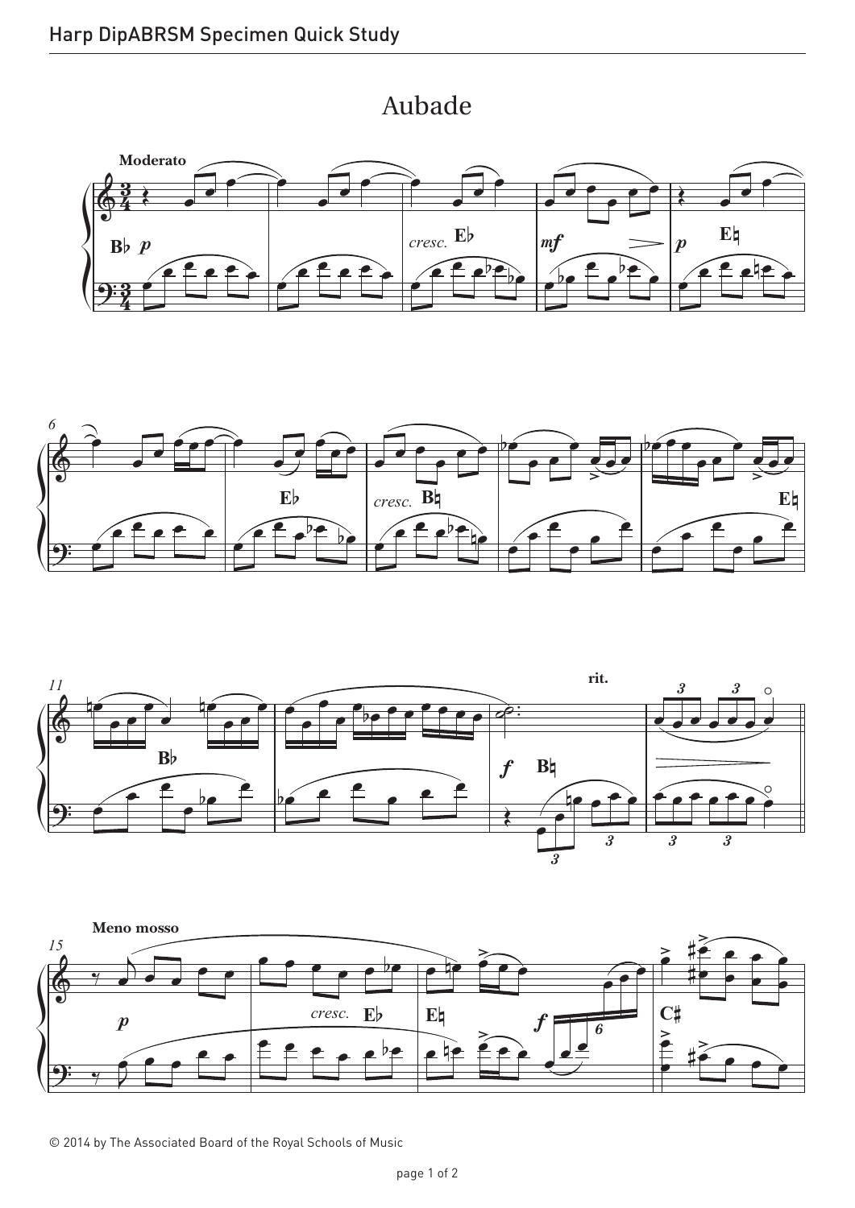# Aubade